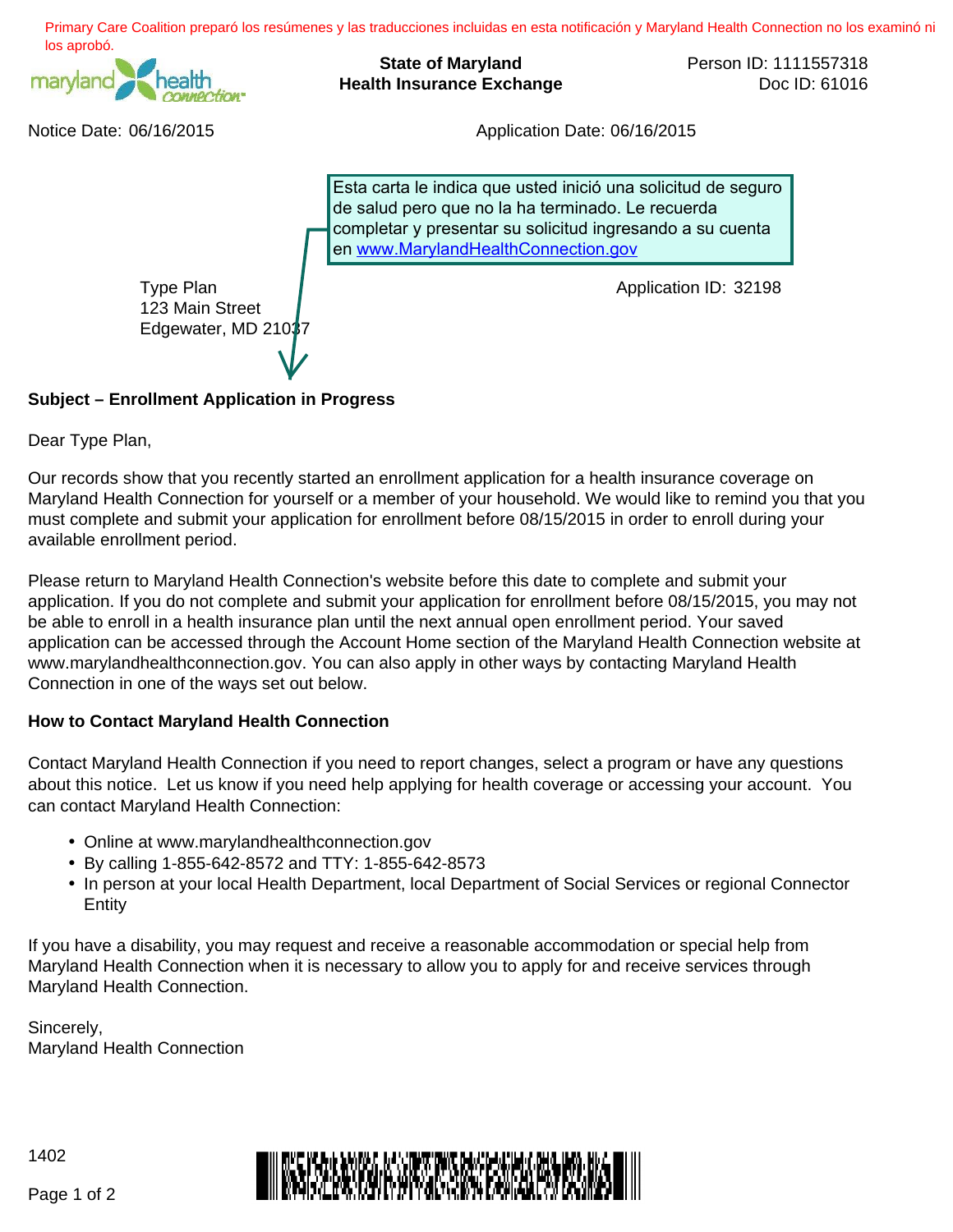Primary Care Coalition preparó los resúmenes y las traducciones incluidas en esta notificación y Maryland Health Connection no los examinó ni los aprobó.

**State of Maryland**
**Health Insurance Exchange**

Person ID: 1111557318
Doc ID: 61016

Notice Date: 06/16/2015

Application Date: 06/16/2015

> Esta carta le indica que usted inició una solicitud de seguro de salud pero que no la ha terminado. Le recuerda completar y presentar su solicitud ingresando a su cuenta en www.MarylandHealthConnection.gov

Type Plan
123 Main Street
Edgewater, MD 21037

Application ID: 32198

**Subject – Enrollment Application in Progress**

Dear Type Plan,

Our records show that you recently started an enrollment application for a health insurance coverage on Maryland Health Connection for yourself or a member of your household. We would like to remind you that you must complete and submit your application for enrollment before 08/15/2015 in order to enroll during your available enrollment period.

Please return to Maryland Health Connection's website before this date to complete and submit your application. If you do not complete and submit your application for enrollment before 08/15/2015, you may not be able to enroll in a health insurance plan until the next annual open enrollment period. Your saved application can be accessed through the Account Home section of the Maryland Health Connection website at www.marylandhealthconnection.gov. You can also apply in other ways by contacting Maryland Health Connection in one of the ways set out below.

**How to Contact Maryland Health Connection**

Contact Maryland Health Connection if you need to report changes, select a program or have any questions about this notice. Let us know if you need help applying for health coverage or accessing your account. You can contact Maryland Health Connection:

- Online at www.marylandhealthconnection.gov
- By calling 1-855-642-8572 and TTY: 1-855-642-8573
- In person at your local Health Department, local Department of Social Services or regional Connector Entity

If you have a disability, you may request and receive a reasonable accommodation or special help from Maryland Health Connection when it is necessary to allow you to apply for and receive services through Maryland Health Connection.

Sincerely,
Maryland Health Connection

1402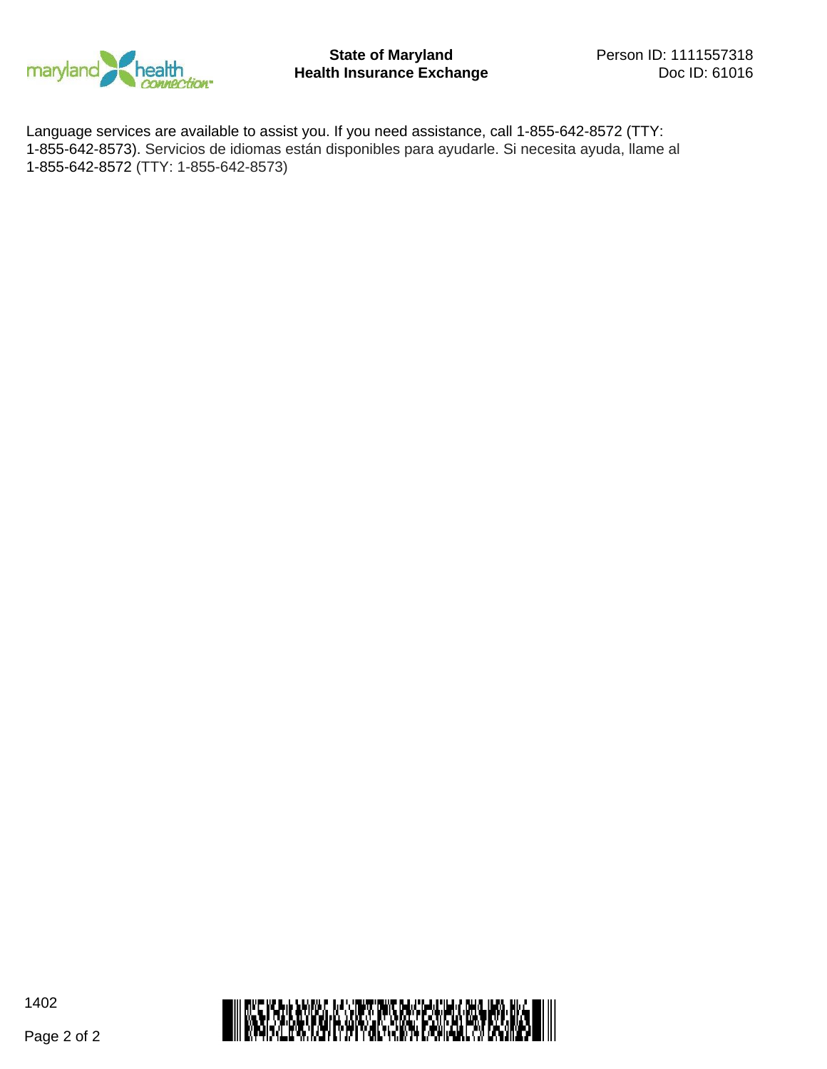Language services are available to assist you. If you need assistance, call 1-855-642-8572 (TTY: 1-855-642-8573). Servicios de idiomas están disponibles para ayudarle. Si necesita ayuda, llame al 1-855-642-8572 (TTY: 1-855-642-8573)

1402